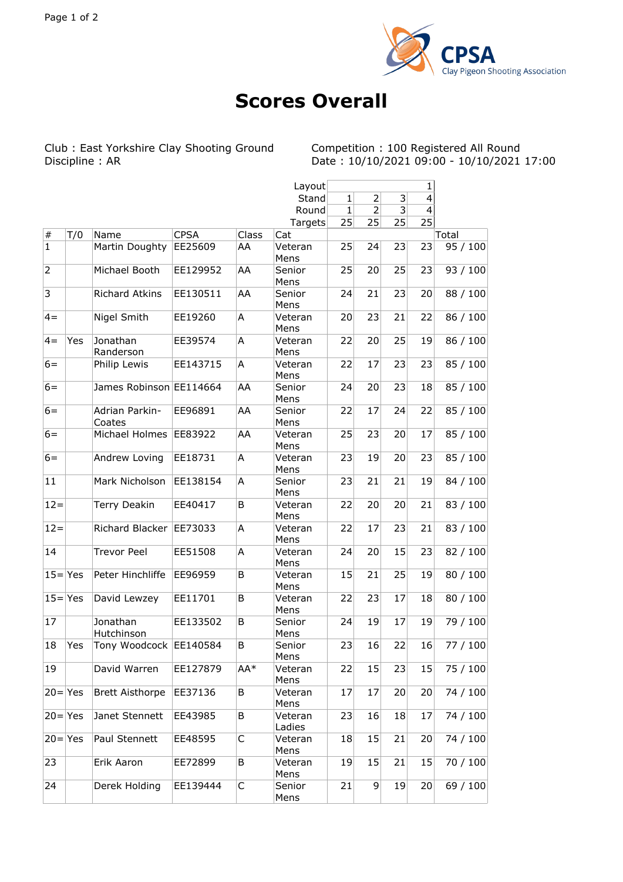# Scores Overall

Club : East Yorkshire Clay Shooting Ground
Discipline : AR

Competition : 100 Registered All Round
Date : 10/10/2021 09:00 - 10/10/2021 17:00

| | | | | | Layout | | | | 1 | |
|---|---|---|---|---|---|---|---|---|---|---|
| | | | | | Stand | 1 | 2 | 3 | 4 | |
| | | | | | Round | 1 | 2 | 3 | 4 | |
| | | | | | Targets | 25 | 25 | 25 | 25 | |
| # | T/0 | Name | CPSA | Class | Cat | | | | | Total |
| 1 | | Martin Doughty | EE25609 | AA | Veteran Mens | 25 | 24 | 23 | 23 | 95 / 100 |
| 2 | | Michael Booth | EE129952 | AA | Senior Mens | 25 | 20 | 25 | 23 | 93 / 100 |
| 3 | | Richard Atkins | EE130511 | AA | Senior Mens | 24 | 21 | 23 | 20 | 88 / 100 |
| 4= | | Nigel Smith | EE19260 | A | Veteran Mens | 20 | 23 | 21 | 22 | 86 / 100 |
| 4= | Yes | Jonathan Randerson | EE39574 | A | Veteran Mens | 22 | 20 | 25 | 19 | 86 / 100 |
| 6= | | Philip Lewis | EE143715 | A | Veteran Mens | 22 | 17 | 23 | 23 | 85 / 100 |
| 6= | | James Robinson | EE114664 | AA | Senior Mens | 24 | 20 | 23 | 18 | 85 / 100 |
| 6= | | Adrian Parkin-Coates | EE96891 | AA | Senior Mens | 22 | 17 | 24 | 22 | 85 / 100 |
| 6= | | Michael Holmes | EE83922 | AA | Veteran Mens | 25 | 23 | 20 | 17 | 85 / 100 |
| 6= | | Andrew Loving | EE18731 | A | Veteran Mens | 23 | 19 | 20 | 23 | 85 / 100 |
| 11 | | Mark Nicholson | EE138154 | A | Senior Mens | 23 | 21 | 21 | 19 | 84 / 100 |
| 12= | | Terry Deakin | EE40417 | B | Veteran Mens | 22 | 20 | 20 | 21 | 83 / 100 |
| 12= | | Richard Blacker | EE73033 | A | Veteran Mens | 22 | 17 | 23 | 21 | 83 / 100 |
| 14 | | Trevor Peel | EE51508 | A | Veteran Mens | 24 | 20 | 15 | 23 | 82 / 100 |
| 15= | Yes | Peter Hinchliffe | EE96959 | B | Veteran Mens | 15 | 21 | 25 | 19 | 80 / 100 |
| 15= | Yes | David Lewzey | EE11701 | B | Veteran Mens | 22 | 23 | 17 | 18 | 80 / 100 |
| 17 | | Jonathan Hutchinson | EE133502 | B | Senior Mens | 24 | 19 | 17 | 19 | 79 / 100 |
| 18 | Yes | Tony Woodcock | EE140584 | B | Senior Mens | 23 | 16 | 22 | 16 | 77 / 100 |
| 19 | | David Warren | EE127879 | AA* | Veteran Mens | 22 | 15 | 23 | 15 | 75 / 100 |
| 20= | Yes | Brett Aisthorpe | EE37136 | B | Veteran Mens | 17 | 17 | 20 | 20 | 74 / 100 |
| 20= | Yes | Janet Stennett | EE43985 | B | Veteran Ladies | 23 | 16 | 18 | 17 | 74 / 100 |
| 20= | Yes | Paul Stennett | EE48595 | C | Veteran Mens | 18 | 15 | 21 | 20 | 74 / 100 |
| 23 | | Erik Aaron | EE72899 | B | Veteran Mens | 19 | 15 | 21 | 15 | 70 / 100 |
| 24 | | Derek Holding | EE139444 | C | Senior Mens | 21 | 9 | 19 | 20 | 69 / 100 |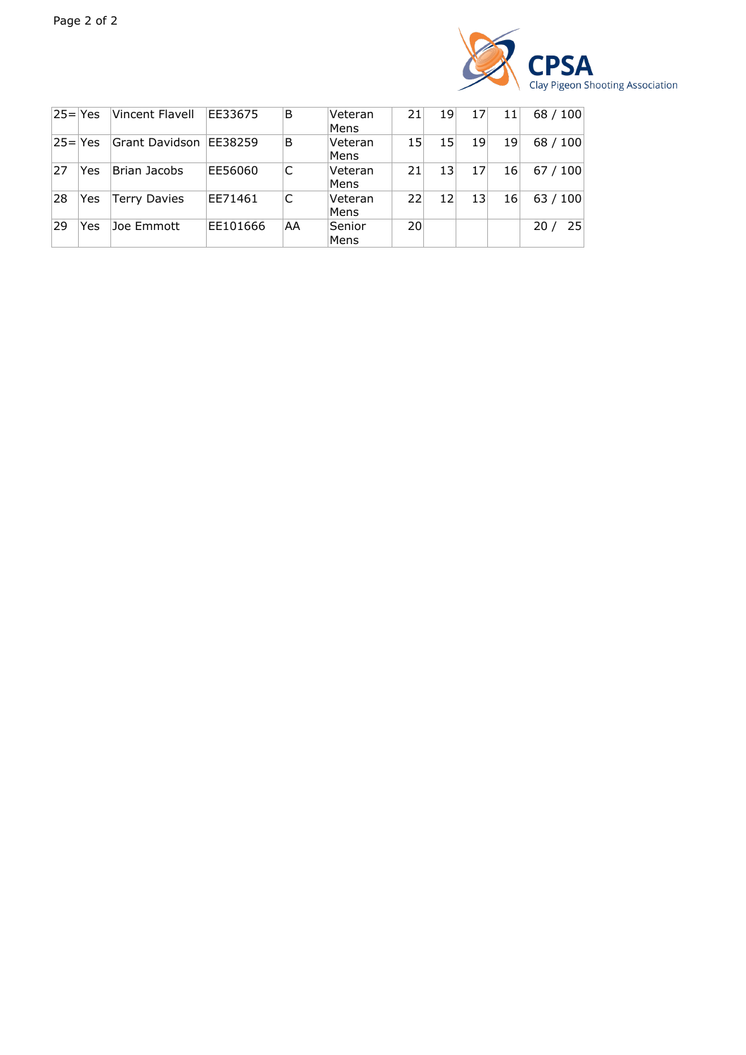| | | | | | | | | | | |
|---|---|---|---|---|---|---|---|---|---|---|
| 25= | Yes | Vincent Flavell | EE33675 | B | Veteran Mens | 21 | 19 | 17 | 11 | 68 / 100 |
| 25= | Yes | Grant Davidson | EE38259 | B | Veteran Mens | 15 | 15 | 19 | 19 | 68 / 100 |
| 27 | Yes | Brian Jacobs | EE56060 | C | Veteran Mens | 21 | 13 | 17 | 16 | 67 / 100 |
| 28 | Yes | Terry Davies | EE71461 | C | Veteran Mens | 22 | 12 | 13 | 16 | 63 / 100 |
| 29 | Yes | Joe Emmott | EE101666 | AA | Senior Mens | 20 | | | | 20 / 25 |